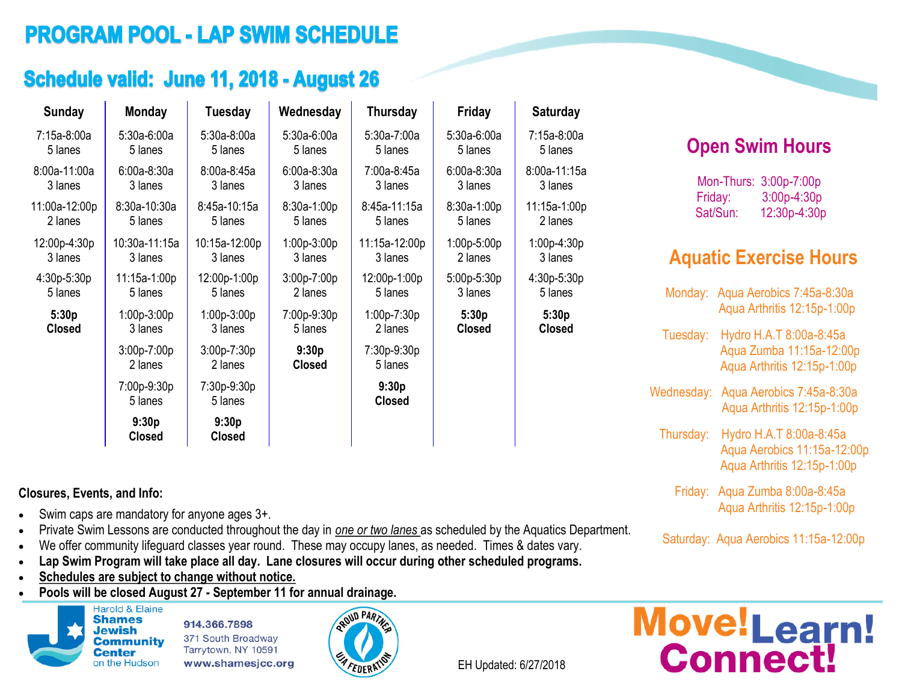# PROGRAM POOL - LAP SWIM SCHEDULE

## Schedule valid: June 11, 2018 - August 26

| Sunday | Monday | Tuesday | Wednesday | Thursday | Friday | Saturday |
|---|---|---|---|---|---|---|
| 7:15a-8:00a 5 lanes | 5:30a-6:00a 5 lanes | 5:30a-8:00a 5 lanes | 5:30a-6:00a 5 lanes | 5:30a-7:00a 5 lanes | 5:30a-6:00a 5 lanes | 7:15a-8:00a 5 lanes |
| 8:00a-11:00a 3 lanes | 6:00a-8:30a 3 lanes | 8:00a-8:45a 3 lanes | 6:00a-8:30a 3 lanes | 7:00a-8:45a 3 lanes | 6:00a-8:30a 3 lanes | 8:00a-11:15a 3 lanes |
| 11:00a-12:00p 2 lanes | 8:30a-10:30a 5 lanes | 8:45a-10:15a 5 lanes | 8:30a-1:00p 5 lanes | 8:45a-11:15a 5 lanes | 8:30a-1:00p 5 lanes | 11:15a-1:00p 2 lanes |
| 12:00p-4:30p 3 lanes | 10:30a-11:15a 3 lanes | 10:15a-12:00p 3 lanes | 1:00p-3:00p 3 lanes | 11:15a-12:00p 3 lanes | 1:00p-5:00p 2 lanes | 1:00p-4:30p 3 lanes |
| 4:30p-5:30p 5 lanes | 11:15a-1:00p 5 lanes | 12:00p-1:00p 5 lanes | 3:00p-7:00p 2 lanes | 12:00p-1:00p 5 lanes | 5:00p-5:30p 3 lanes | 4:30p-5:30p 5 lanes |
| **5:30p Closed** | 1:00p-3:00p 3 lanes | 1:00p-3:00p 3 lanes | 7:00p-9:30p 5 lanes | 1:00p-7:30p 2 lanes | **5:30p Closed** | **5:30p Closed** |
| | 3:00p-7:00p 2 lanes | 3:00p-7:30p 2 lanes | **9:30p Closed** | 7:30p-9:30p 5 lanes | | |
| | 7:00p-9:30p 5 lanes | 7:30p-9:30p 5 lanes | | **9:30p Closed** | | |
| | **9:30p Closed** | **9:30p Closed** | | | | |

## Open Swim Hours

Mon-Thurs: 3:00p-7:00p
Friday: 3:00p-4:30p
Sat/Sun: 12:30p-4:30p

## Aquatic Exercise Hours

Monday: Aqua Aerobics 7:45a-8:30a
Aqua Arthritis 12:15p-1:00p

Tuesday: Hydro H.A.T 8:00a-8:45a
Aqua Zumba 11:15a-12:00p
Aqua Arthritis 12:15p-1:00p

Wednesday: Aqua Aerobics 7:45a-8:30a
Aqua Arthritis 12:15p-1:00p

Thursday: Hydro H.A.T 8:00a-8:45a
Aqua Aerobics 11:15a-12:00p
Aqua Arthritis 12:15p-1:00p

Friday: Aqua Zumba 8:00a-8:45a
Aqua Arthritis 12:15p-1:00p

Saturday: Aqua Aerobics 11:15a-12:00p

**Closures, Events, and Info:**

- Swim caps are mandatory for anyone ages 3+.
- Private Swim Lessons are conducted throughout the day in *one or two lanes* as scheduled by the Aquatics Department.
- We offer community lifeguard classes year round. These may occupy lanes, as needed. Times & dates vary.
- **Lap Swim Program will take place all day. Lane closures will occur during other scheduled programs.**
- **Schedules are subject to change without notice.**
- **Pools will be closed August 27 - September 11 for annual drainage.**

Harold & Elaine Shames Jewish Community Center on the Hudson

914.366.7898
371 South Broadway
Tarrytown, NY 10591
www.shamesjcc.org

Proud Partner UJA Federation

EH Updated: 6/27/2018

Move! Learn! Connect!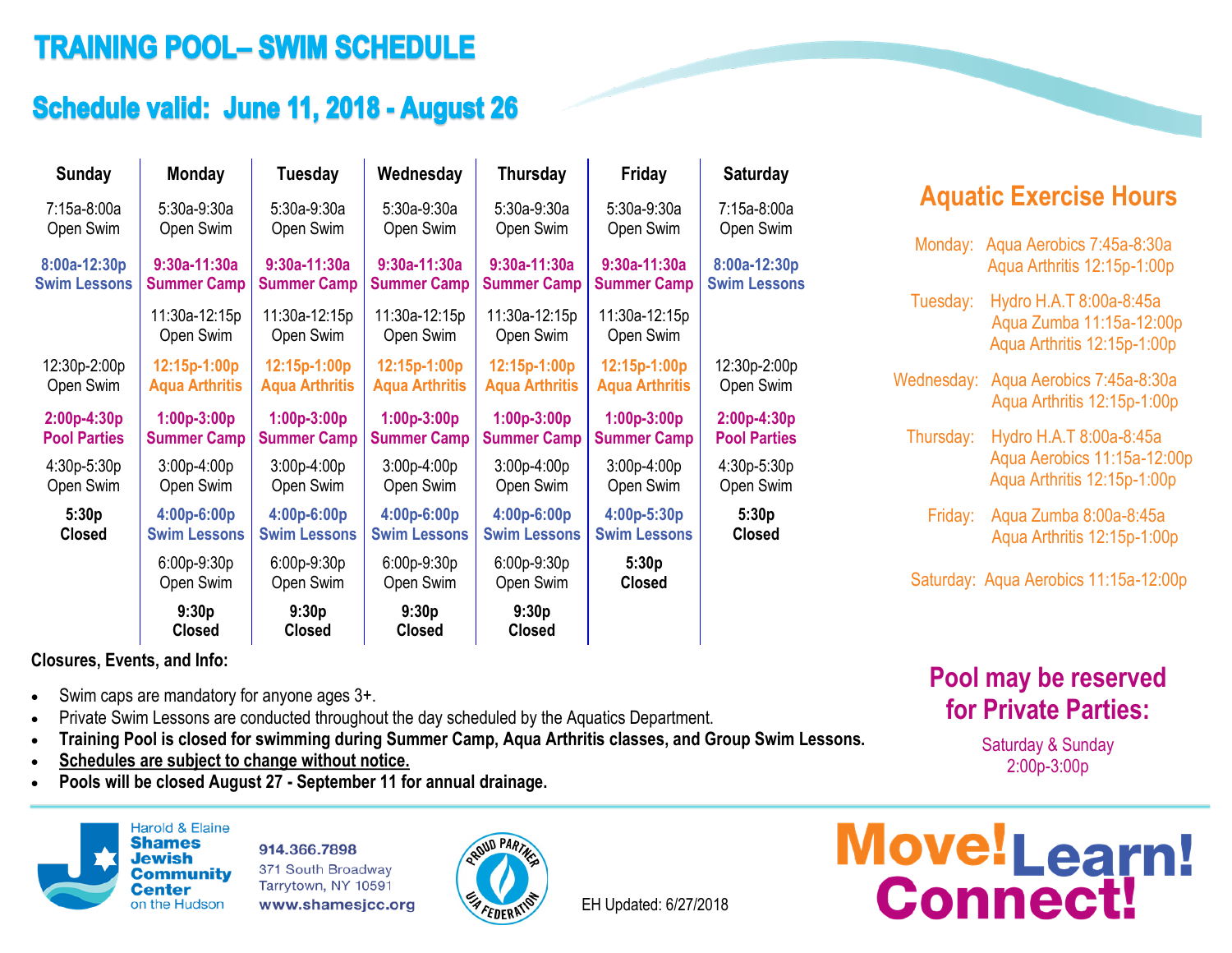# TRAINING POOL– SWIM SCHEDULE

## Schedule valid: June 11, 2018 - August 26

| Sunday | Monday | Tuesday | Wednesday | Thursday | Friday | Saturday |
|---|---|---|---|---|---|---|
| 7:15a-8:00a Open Swim | 5:30a-9:30a Open Swim | 5:30a-9:30a Open Swim | 5:30a-9:30a Open Swim | 5:30a-9:30a Open Swim | 5:30a-9:30a Open Swim | 7:15a-8:00a Open Swim |
| **8:00a-12:30p Swim Lessons** | **9:30a-11:30a Summer Camp** | **9:30a-11:30a Summer Camp** | **9:30a-11:30a Summer Camp** | **9:30a-11:30a Summer Camp** | **9:30a-11:30a Summer Camp** | **8:00a-12:30p Swim Lessons** |
| | 11:30a-12:15p Open Swim | 11:30a-12:15p Open Swim | 11:30a-12:15p Open Swim | 11:30a-12:15p Open Swim | 11:30a-12:15p Open Swim | |
| 12:30p-2:00p Open Swim | **12:15p-1:00p Aqua Arthritis** | **12:15p-1:00p Aqua Arthritis** | **12:15p-1:00p Aqua Arthritis** | **12:15p-1:00p Aqua Arthritis** | **12:15p-1:00p Aqua Arthritis** | 12:30p-2:00p Open Swim |
| **2:00p-4:30p Pool Parties** | **1:00p-3:00p Summer Camp** | **1:00p-3:00p Summer Camp** | **1:00p-3:00p Summer Camp** | **1:00p-3:00p Summer Camp** | **1:00p-3:00p Summer Camp** | **2:00p-4:30p Pool Parties** |
| 4:30p-5:30p Open Swim | 3:00p-4:00p Open Swim | 3:00p-4:00p Open Swim | 3:00p-4:00p Open Swim | 3:00p-4:00p Open Swim | 3:00p-4:00p Open Swim | 4:30p-5:30p Open Swim |
| **5:30p Closed** | **4:00p-6:00p Swim Lessons** | **4:00p-6:00p Swim Lessons** | **4:00p-6:00p Swim Lessons** | **4:00p-6:00p Swim Lessons** | **4:00p-5:30p Swim Lessons** | **5:30p Closed** |
| | 6:00p-9:30p Open Swim | 6:00p-9:30p Open Swim | 6:00p-9:30p Open Swim | 6:00p-9:30p Open Swim | **5:30p Closed** | |
| | **9:30p Closed** | **9:30p Closed** | **9:30p Closed** | **9:30p Closed** | | |

## Aquatic Exercise Hours

Monday: Aqua Aerobics 7:45a-8:30a
Aqua Arthritis 12:15p-1:00p

Tuesday: Hydro H.A.T 8:00a-8:45a
Aqua Zumba 11:15a-12:00p
Aqua Arthritis 12:15p-1:00p

Wednesday: Aqua Aerobics 7:45a-8:30a
Aqua Arthritis 12:15p-1:00p

Thursday: Hydro H.A.T 8:00a-8:45a
Aqua Aerobics 11:15a-12:00p
Aqua Arthritis 12:15p-1:00p

Friday: Aqua Zumba 8:00a-8:45a
Aqua Arthritis 12:15p-1:00p

Saturday: Aqua Aerobics 11:15a-12:00p

**Closures, Events, and Info:**

- Swim caps are mandatory for anyone ages 3+.
- Private Swim Lessons are conducted throughout the day scheduled by the Aquatics Department.
- **Training Pool is closed for swimming during Summer Camp, Aqua Arthritis classes, and Group Swim Lessons.**
- **Schedules are subject to change without notice.**
- **Pools will be closed August 27 - September 11 for annual drainage.**

## Pool may be reserved for Private Parties:

Saturday & Sunday
2:00p-3:00p

Harold & Elaine **Shames Jewish Community Center** on the Hudson

**914.366.7898**
371 South Broadway
Tarrytown, NY 10591
**www.shamesjcc.org**

PROUD PARTNER UJA FEDERATION

EH Updated: 6/27/2018

**Move! Learn! Connect!**